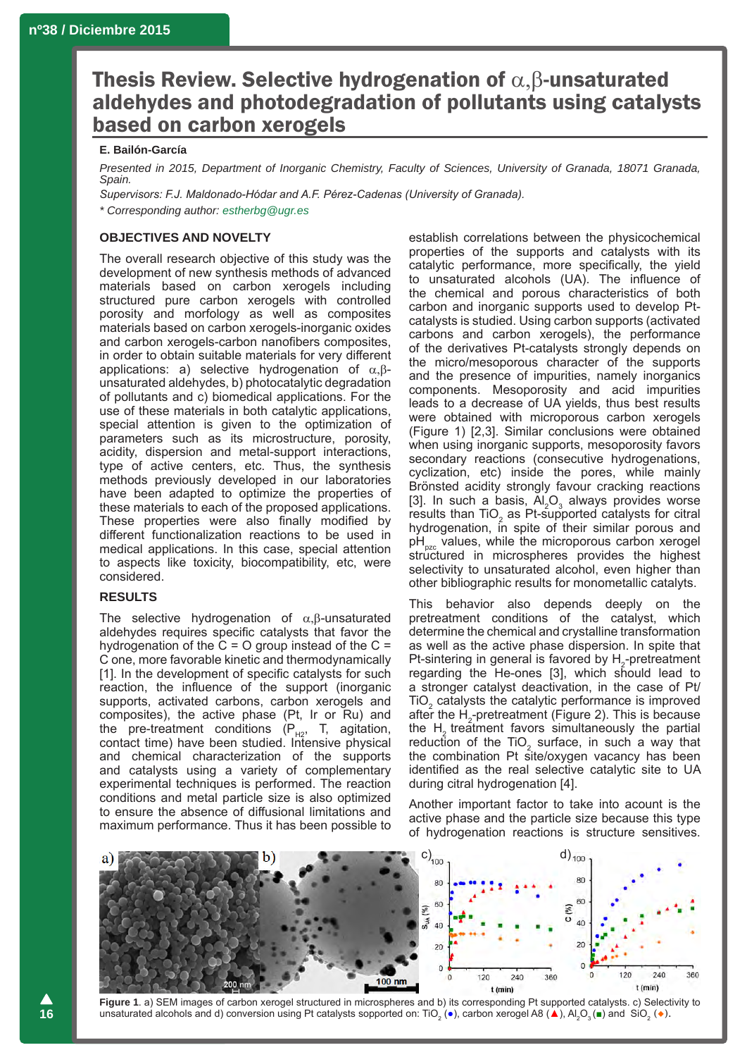# Thesis Review. Selective hydrogenation of α,β-unsaturated aldehydes and photodegradation of pollutants using catalysts based on carbon xerogels

**E. Bailón-García**

*Presented in 2015, Department of Inorganic Chemistry, Faculty of Sciences, University of Granada, 18071 Granada, Spain.*

*Supervisors: F.J. Maldonado-Hódar and A.F. Pérez-Cadenas (University of Granada).*

*\* Corresponding author: estherbg@ugr.es*

## OBJECTIVES AND NOVELTY

The overall research objective of this study was the development of new synthesis methods of advanced materials based on carbon xerogels including structured pure carbon xerogels with controlled porosity and morfology as well as composites materials based on carbon xerogels-inorganic oxides and carbon xerogels-carbon nanofibers composites, in order to obtain suitable materials for very different applications: a) selective hydrogenation of α,β-unsaturated aldehydes, b) photocatalytic degradation of pollutants and c) biomedical applications. For the use of these materials in both catalytic applications, special attention is given to the optimization of parameters such as its microstructure, porosity, acidity, dispersion and metal-support interactions, type of active centers, etc. Thus, the synthesis methods previously developed in our laboratories have been adapted to optimize the properties of these materials to each of the proposed applications. These properties were also finally modified by different functionalization reactions to be used in medical applications. In this case, special attention to aspects like toxicity, biocompatibility, etc, were considered.

## RESULTS

The selective hydrogenation of α,β-unsaturated aldehydes requires specific catalysts that favor the hydrogenation of the C = O group instead of the C = C one, more favorable kinetic and thermodynamically [1]. In the development of specific catalysts for such reaction, the influence of the support (inorganic supports, activated carbons, carbon xerogels and composites), the active phase (Pt, Ir or Ru) and the pre-treatment conditions ($P_{H2}$, T, agitation, contact time) have been studied. Intensive physical and chemical characterization of the supports and catalysts using a variety of complementary experimental techniques is performed. The reaction conditions and metal particle size is also optimized to ensure the absence of diffusional limitations and maximum performance. Thus it has been possible to establish correlations between the physicochemical properties of the supports and catalysts with its catalytic performance, more specifically, the yield to unsaturated alcohols (UA). The influence of the chemical and porous characteristics of both carbon and inorganic supports used to develop Pt-catalysts is studied. Using carbon supports (activated carbons and carbon xerogels), the performance of the derivatives Pt-catalysts strongly depends on the micro/mesoporous character of the supports and the presence of impurities, namely inorganics components. Mesoporosity and acid impurities leads to a decrease of UA yields, thus best results were obtained with microporous carbon xerogels (Figure 1) [2,3]. Similar conclusions were obtained when using inorganic supports, mesoporosity favors secondary reactions (consecutive hydrogenations, cyclization, etc) inside the pores, while mainly Brönsted acidity strongly favour cracking reactions [3]. In such a basis, $Al_2O_3$ always provides worse results than $TiO_2$ as Pt-supported catalysts for citral hydrogenation, in spite of their similar porous and $pH_{pzc}$ values, while the microporous carbon xerogel structured in microspheres provides the highest selectivity to unsaturated alcohol, even higher than other bibliographic results for monometallic catalyts.

This behavior also depends deeply on the pretreatment conditions of the catalyst, which determine the chemical and crystalline transformation as well as the active phase dispersion. In spite that Pt-sintering in general is favored by $H_2$-pretreatment regarding the He-ones [3], which should lead to a stronger catalyst deactivation, in the case of Pt/$TiO_2$ catalysts the catalytic performance is improved after the $H_2$-pretreatment (Figure 2). This is because the $H_2$ treatment favors simultaneously the partial reduction of the $TiO_2$ surface, in such a way that the combination Pt site/oxygen vacancy has been identified as the real selective catalytic site to UA during citral hydrogenation [4].

Another important factor to take into acount is the active phase and the particle size because this type of hydrogenation reactions is structure sensitives.

**Figure 1**. a) SEM images of carbon xerogel structured in microspheres and b) its corresponding Pt supported catalysts. c) Selectivity to unsaturated alcohols and d) conversion using Pt catalysts sopported on: $TiO_2$ (●), carbon xerogel A8 (▲), $Al_2O_3$ (■) and $SiO_2$ (◆).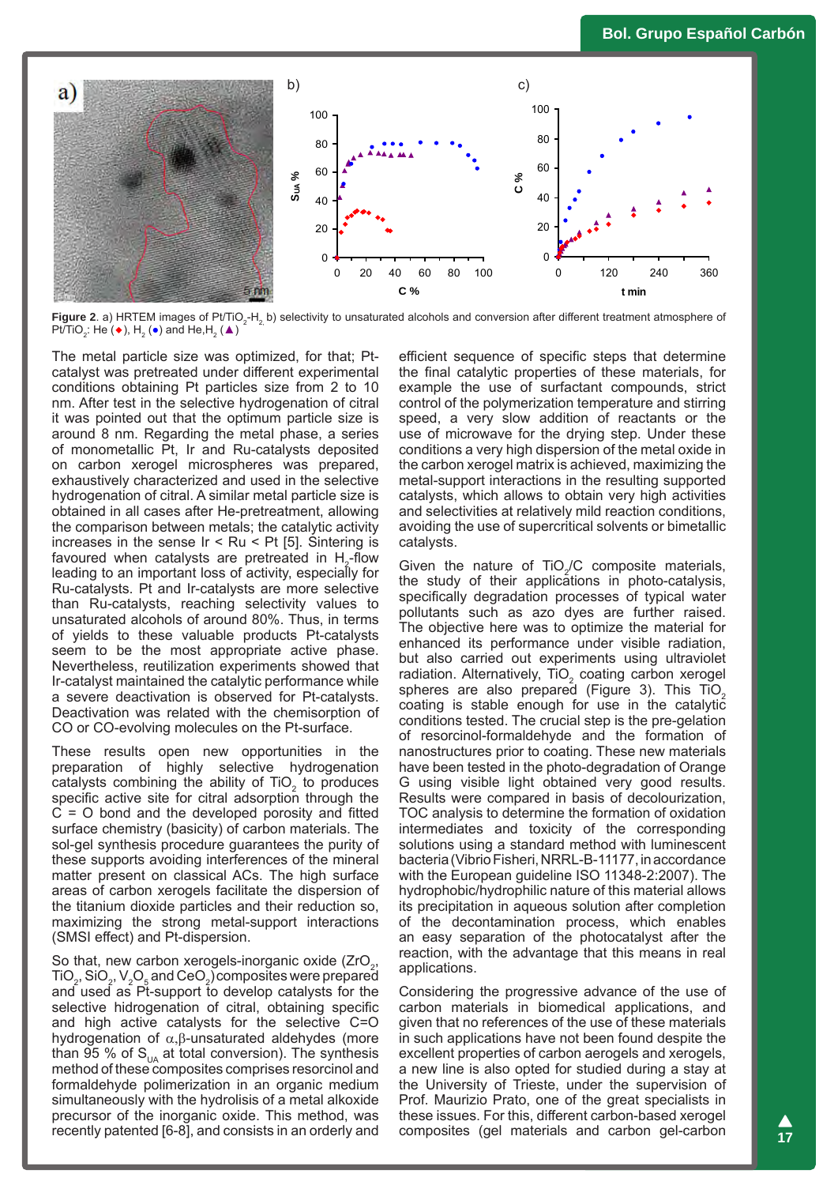**Figure 2**. a) HRTEM images of $Pt/TiO_2$-$H_2$, b) selectivity to unsaturated alcohols and conversion after different treatment atmosphere of $Pt/TiO_2$: He (◆), $H_2$ (●) and He,$H_2$ (▲)

The metal particle size was optimized, for that; Pt-catalyst was pretreated under different experimental conditions obtaining Pt particles size from 2 to 10 nm. After test in the selective hydrogenation of citral it was pointed out that the optimum particle size is around 8 nm. Regarding the metal phase, a series of monometallic Pt, Ir and Ru-catalysts deposited on carbon xerogel microspheres was prepared, exhaustively characterized and used in the selective hydrogenation of citral. A similar metal particle size is obtained in all cases after He-pretreatment, allowing the comparison between metals; the catalytic activity increases in the sense Ir < Ru < Pt [5]. Sintering is favoured when catalysts are pretreated in $H_2$-flow leading to an important loss of activity, especially for Ru-catalysts. Pt and Ir-catalysts are more selective than Ru-catalysts, reaching selectivity values to unsaturated alcohols of around 80%. Thus, in terms of yields to these valuable products Pt-catalysts seem to be the most appropriate active phase. Nevertheless, reutilization experiments showed that Ir-catalyst maintained the catalytic performance while a severe deactivation is observed for Pt-catalysts. Deactivation was related with the chemisorption of CO or CO-evolving molecules on the Pt-surface.

These results open new opportunities in the preparation of highly selective hydrogenation catalysts combining the ability of $TiO_2$ to produces specific active site for citral adsorption through the C = O bond and the developed porosity and fitted surface chemistry (basicity) of carbon materials. The sol-gel synthesis procedure guarantees the purity of these supports avoiding interferences of the mineral matter present on classical ACs. The high surface areas of carbon xerogels facilitate the dispersion of the titanium dioxide particles and their reduction so, maximizing the strong metal-support interactions (SMSI effect) and Pt-dispersion.

So that, new carbon xerogels-inorganic oxide ($ZrO_2$, $TiO_2$, $SiO_2$, $V_2O_5$ and $CeO_2$) composites were prepared and used as Pt-support to develop catalysts for the selective hidrogenation of citral, obtaining specific and high active catalysts for the selective C=O hydrogenation of $\alpha$,$\beta$-unsaturated aldehydes (more than 95 % of $S_{UA}$ at total conversion). The synthesis method of these composites comprises resorcinol and formaldehyde polimerization in an organic medium simultaneously with the hydrolisis of a metal alkoxide precursor of the inorganic oxide. This method, was recently patented [6-8], and consists in an orderly and efficient sequence of specific steps that determine the final catalytic properties of these materials, for example the use of surfactant compounds, strict control of the polymerization temperature and stirring speed, a very slow addition of reactants or the use of microwave for the drying step. Under these conditions a very high dispersion of the metal oxide in the carbon xerogel matrix is achieved, maximizing the metal-support interactions in the resulting supported catalysts, which allows to obtain very high activities and selectivities at relatively mild reaction conditions, avoiding the use of supercritical solvents or bimetallic catalysts.

Given the nature of $TiO_2$/C composite materials, the study of their applications in photo-catalysis, specifically degradation processes of typical water pollutants such as azo dyes are further raised. The objective here was to optimize the material for enhanced its performance under visible radiation, but also carried out experiments using ultraviolet radiation. Alternatively, $TiO_2$ coating carbon xerogel spheres are also prepared (Figure 3). This $TiO_2$ coating is stable enough for use in the catalytic conditions tested. The crucial step is the pre-gelation of resorcinol-formaldehyde and the formation of nanostructures prior to coating. These new materials have been tested in the photo-degradation of Orange G using visible light obtained very good results. Results were compared in basis of decolourization, TOC analysis to determine the formation of oxidation intermediates and toxicity of the corresponding solutions using a standard method with luminescent bacteria (Vibrio Fisheri, NRRL-B-11177, in accordance with the European guideline ISO 11348-2:2007). The hydrophobic/hydrophilic nature of this material allows its precipitation in aqueous solution after completion of the decontamination process, which enables an easy separation of the photocatalyst after the reaction, with the advantage that this means in real applications.

Considering the progressive advance of the use of carbon materials in biomedical applications, and given that no references of the use of these materials in such applications have not been found despite the excellent properties of carbon aerogels and xerogels, a new line is also opted for studied during a stay at the University of Trieste, under the supervision of Prof. Maurizio Prato, one of the great specialists in these issues. For this, different carbon-based xerogel composites (gel materials and carbon gel-carbon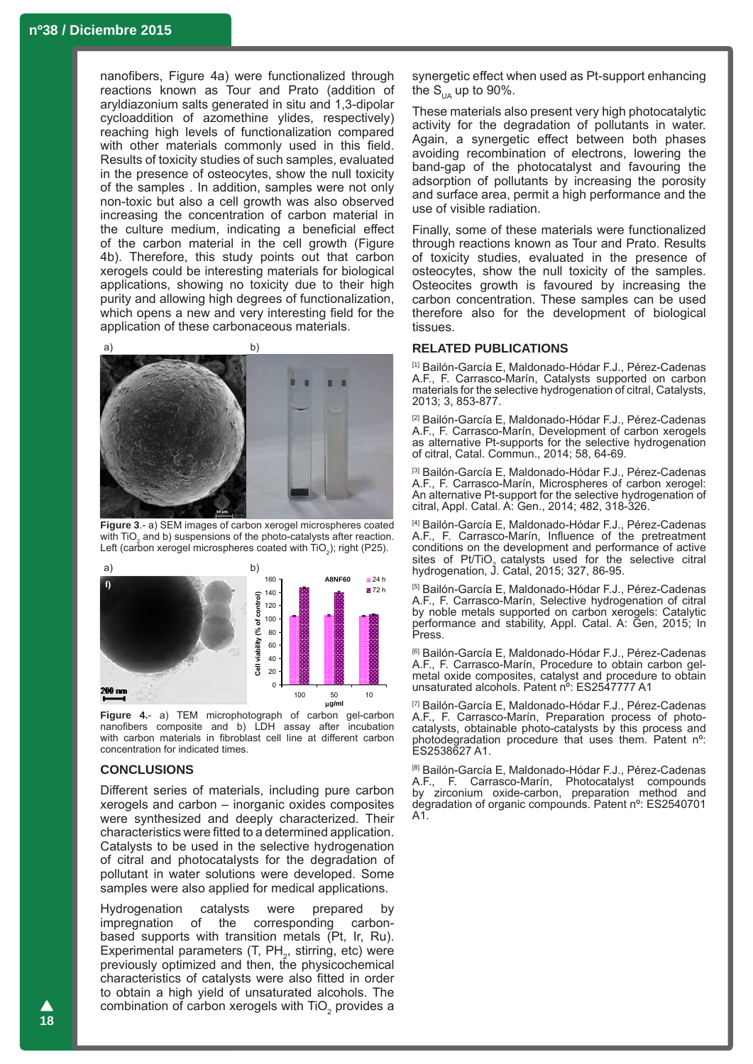nanofibers, Figure 4a) were functionalized through reactions known as Tour and Prato (addition of aryldiazonium salts generated in situ and 1,3-dipolar cycloaddition of azomethine ylides, respectively) reaching high levels of functionalization compared with other materials commonly used in this field. Results of toxicity studies of such samples, evaluated in the presence of osteocytes, show the null toxicity of the samples . In addition, samples were not only non-toxic but also a cell growth was also observed increasing the concentration of carbon material in the culture medium, indicating a beneficial effect of the carbon material in the cell growth (Figure 4b). Therefore, this study points out that carbon xerogels could be interesting materials for biological applications, showing no toxicity due to their high purity and allowing high degrees of functionalization, which opens a new and very interesting field for the application of these carbonaceous materials.

a) b)

**Figure 3**.- a) SEM images of carbon xerogel microspheres coated with $TiO_2$ and b) suspensions of the photo-catalysts after reaction. Left (carbon xerogel microspheres coated with $TiO_2$); right (P25).

a) b)

f) 200 nm

A8NF60

24 h
72 h

Cell viability (% of control)

160
140
120
100
80
60
40
20
0

100 50 10

µg/ml

**Figure 4**.- a) TEM microphotograph of carbon gel-carbon nanofibers composite and b) LDH assay after incubation with carbon materials in fibroblast cell line at different carbon concentration for indicated times.

## CONCLUSIONS

Different series of materials, including pure carbon xerogels and carbon – inorganic oxides composites were synthesized and deeply characterized. Their characteristics were fitted to a determined application. Catalysts to be used in the selective hydrogenation of citral and photocatalysts for the degradation of pollutant in water solutions were developed. Some samples were also applied for medical applications.

Hydrogenation catalysts were prepared by impregnation of the corresponding carbon-based supports with transition metals (Pt, Ir, Ru). Experimental parameters (T, $PH_2$, stirring, etc) were previously optimized and then, the physicochemical characteristics of catalysts were also fitted in order to obtain a high yield of unsaturated alcohols. The combination of carbon xerogels with $TiO_2$ provides a synergetic effect when used as Pt-support enhancing the $S_{UA}$ up to 90%.

These materials also present very high photocatalytic activity for the degradation of pollutants in water. Again, a synergetic effect between both phases avoiding recombination of electrons, lowering the band-gap of the photocatalyst and favouring the adsorption of pollutants by increasing the porosity and surface area, permit a high performance and the use of visible radiation.

Finally, some of these materials were functionalized through reactions known as Tour and Prato. Results of toxicity studies, evaluated in the presence of osteocytes, show the null toxicity of the samples. Osteocites growth is favoured by increasing the carbon concentration. These samples can be used therefore also for the development of biological tissues.

## RELATED PUBLICATIONS

[1] Bailón-García E, Maldonado-Hódar F.J., Pérez-Cadenas A.F., F. Carrasco-Marín, Catalysts supported on carbon materials for the selective hydrogenation of citral, Catalysts, 2013; 3, 853-877.

[2] Bailón-García E, Maldonado-Hódar F.J., Pérez-Cadenas A.F., F. Carrasco-Marín, Development of carbon xerogels as alternative Pt-supports for the selective hydrogenation of citral, Catal. Commun., 2014; 58, 64-69.

[3] Bailón-García E, Maldonado-Hódar F.J., Pérez-Cadenas A.F., F. Carrasco-Marín, Microspheres of carbon xerogel: An alternative Pt-support for the selective hydrogenation of citral, Appl. Catal. A: Gen., 2014; 482, 318-326.

[4] Bailón-García E, Maldonado-Hódar F.J., Pérez-Cadenas A.F., F. Carrasco-Marín, Influence of the pretreatment conditions on the development and performance of active sites of Pt/$TiO_2$ catalysts used for the selective citral hydrogenation, J. Catal, 2015; 327, 86-95.

[5] Bailón-García E, Maldonado-Hódar F.J., Pérez-Cadenas A.F., F. Carrasco-Marín, Selective hydrogenation of citral by noble metals supported on carbon xerogels: Catalytic performance and stability, Appl. Catal. A: Gen, 2015; In Press.

[6] Bailón-García E, Maldonado-Hódar F.J., Pérez-Cadenas A.F., F. Carrasco-Marín, Procedure to obtain carbon gel-metal oxide composites, catalyst and procedure to obtain unsaturated alcohols. Patent nº: ES2547777 A1

[7] Bailón-García E, Maldonado-Hódar F.J., Pérez-Cadenas A.F., F. Carrasco-Marín, Preparation process of photo-catalysts, obtainable photo-catalysts by this process and photodegradation procedure that uses them. Patent nº: ES2538627 A1.

[8] Bailón-García E, Maldonado-Hódar F.J., Pérez-Cadenas A.F., F. Carrasco-Marín, Photocatalyst compounds by zirconium oxide-carbon, preparation method and degradation of organic compounds. Patent nº: ES2540701 A1.